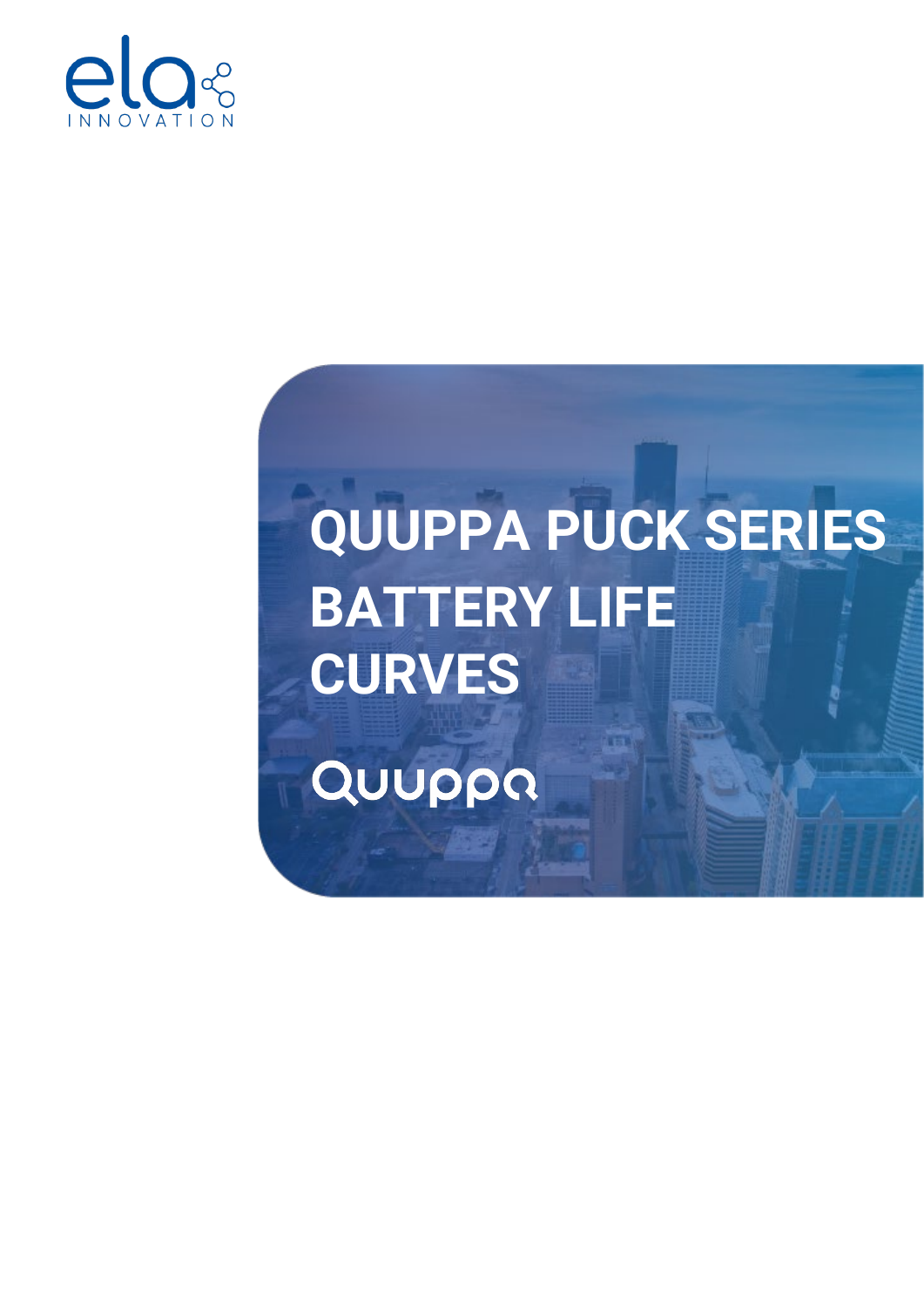# QUUPPA PUCK SERIES BATTERY LIFE CURVES

Quuppa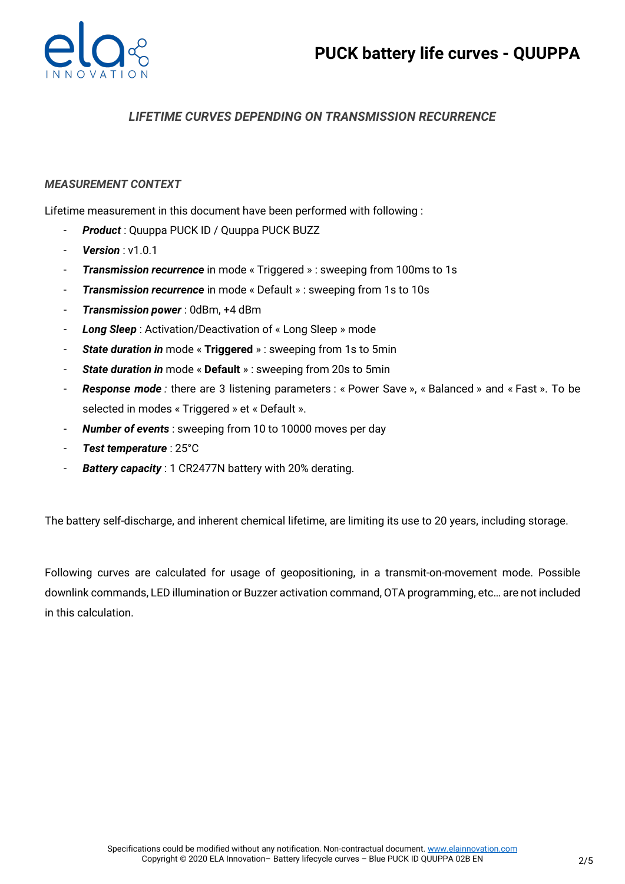## *LIFETIME CURVES DEPENDING ON TRANSMISSION RECURRENCE*

### *MEASUREMENT CONTEXT*

Lifetime measurement in this document have been performed with following :

- ***Product*** : Quuppa PUCK ID / Quuppa PUCK BUZZ
- ***Version*** : v1.0.1
- ***Transmission recurrence*** in mode « Triggered » : sweeping from 100ms to 1s
- ***Transmission recurrence*** in mode « Default » : sweeping from 1s to 10s
- ***Transmission power*** : 0dBm, +4 dBm
- ***Long Sleep*** : Activation/Deactivation of « Long Sleep » mode
- ***State duration in*** mode « **Triggered** » : sweeping from 1s to 5min
- ***State duration in*** mode « **Default** » : sweeping from 20s to 5min
- ***Response mode*** *:* there are 3 listening parameters : « Power Save », « Balanced » and « Fast ». To be selected in modes « Triggered » et « Default ».
- ***Number of events*** : sweeping from 10 to 10000 moves per day
- ***Test temperature*** : 25°C
- ***Battery capacity*** : 1 CR2477N battery with 20% derating.

The battery self-discharge, and inherent chemical lifetime, are limiting its use to 20 years, including storage.

Following curves are calculated for usage of geopositioning, in a transmit-on-movement mode. Possible downlink commands, LED illumination or Buzzer activation command, OTA programming, etc… are not included in this calculation.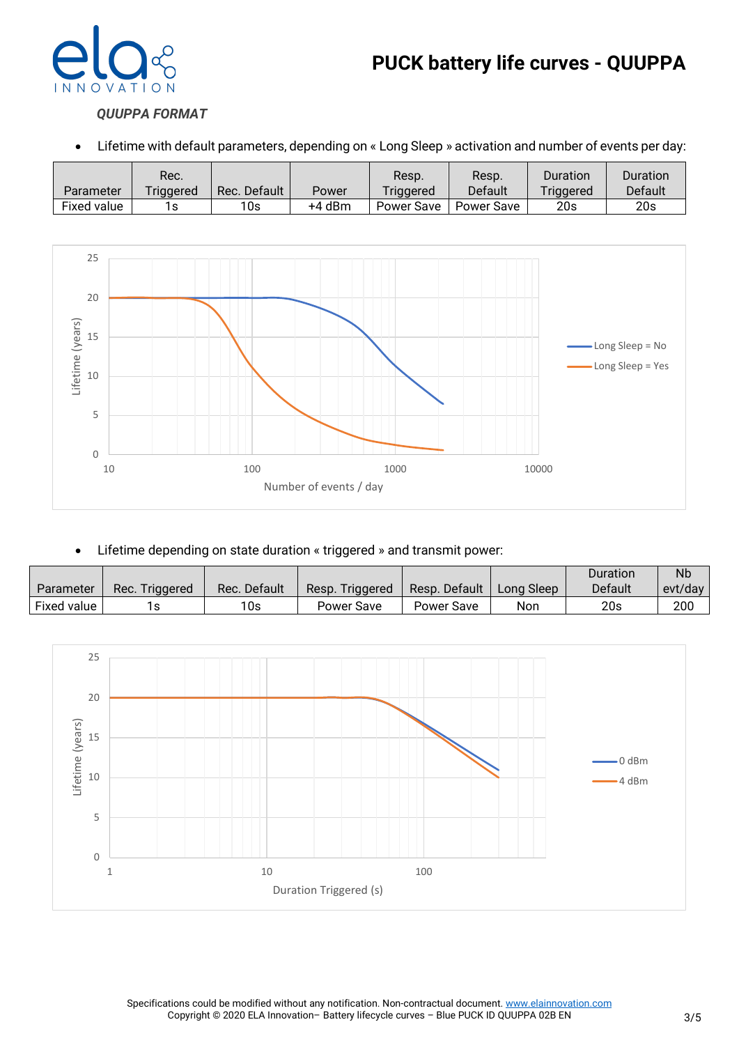# PUCK battery life curves - QUUPPA

*QUUPPA FORMAT*

- Lifetime with default parameters, depending on « Long Sleep » activation and number of events per day:

| Parameter | Rec. Triggered | Rec. Default | Power | Resp. Triggered | Resp. Default | Duration Triggered | Duration Default |
|---|---|---|---|---|---|---|---|
| Fixed value | 1s | 10s | +4 dBm | Power Save | Power Save | 20s | 20s |

- Lifetime depending on state duration « triggered » and transmit power:

| Parameter | Rec. Triggered | Rec. Default | Resp. Triggered | Resp. Default | Long Sleep | Duration Default | Nb evt/day |
|---|---|---|---|---|---|---|---|
| Fixed value | 1s | 10s | Power Save | Power Save | Non | 20s | 200 |

Specifications could be modified without any notification. Non-contractual document. www.elainnovation.com
Copyright © 2020 ELA Innovation– Battery lifecycle curves – Blue PUCK ID QUUPPA 02B EN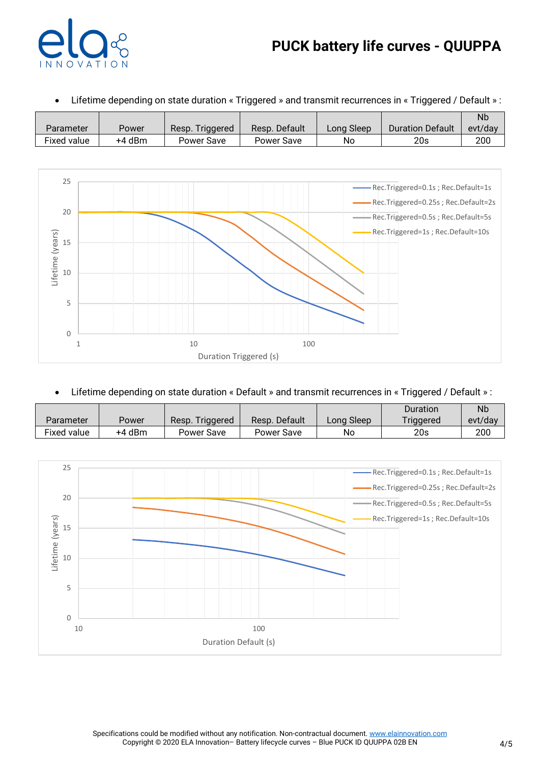# PUCK battery life curves - QUUPPA

- Lifetime depending on state duration « Triggered » and transmit recurrences in « Triggered / Default » :

| Parameter | Power | Resp. Triggered | Resp. Default | Long Sleep | Duration Default | Nb evt/day |
|---|---|---|---|---|---|---|
| Fixed value | +4 dBm | Power Save | Power Save | No | 20s | 200 |

- Lifetime depending on state duration « Default » and transmit recurrences in « Triggered / Default » :

| Parameter | Power | Resp. Triggered | Resp. Default | Long Sleep | Duration Triggered | Nb evt/day |
|---|---|---|---|---|---|---|
| Fixed value | +4 dBm | Power Save | Power Save | No | 20s | 200 |

Specifications could be modified without any notification. Non-contractual document. www.elainnovation.com
Copyright © 2020 ELA Innovation– Battery lifecycle curves – Blue PUCK ID QUUPPA 02B EN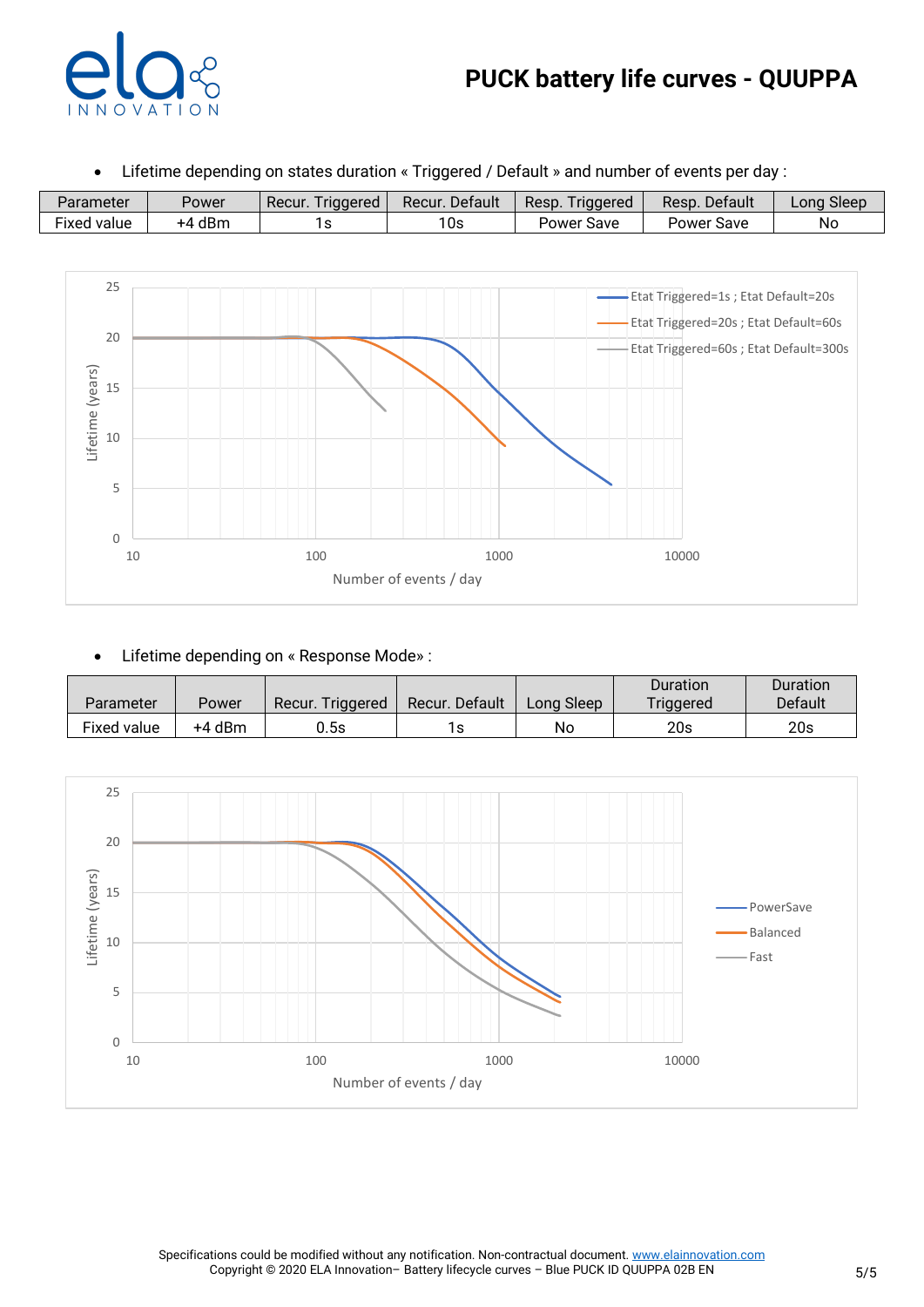# PUCK battery life curves - QUUPPA

- Lifetime depending on states duration « Triggered / Default » and number of events per day :

| Parameter | Power | Recur. Triggered | Recur. Default | Resp. Triggered | Resp. Default | Long Sleep |
|---|---|---|---|---|---|---|
| Fixed value | +4 dBm | 1s | 10s | Power Save | Power Save | No |

25
20
15
10
5
0
Lifetime (years)
10
100
1000
10000
Number of events / day
Etat Triggered=1s ; Etat Default=20s
Etat Triggered=20s ; Etat Default=60s
Etat Triggered=60s ; Etat Default=300s

- Lifetime depending on « Response Mode» :

| Parameter | Power | Recur. Triggered | Recur. Default | Long Sleep | Duration Triggered | Duration Default |
|---|---|---|---|---|---|---|
| Fixed value | +4 dBm | 0.5s | 1s | No | 20s | 20s |

25
20
15
10
5
0
Lifetime (years)
10
100
1000
10000
Number of events / day
PowerSave
Balanced
Fast

Specifications could be modified without any notification. Non-contractual document. www.elainnovation.com
Copyright © 2020 ELA Innovation– Battery lifecycle curves – Blue PUCK ID QUUPPA 02B EN